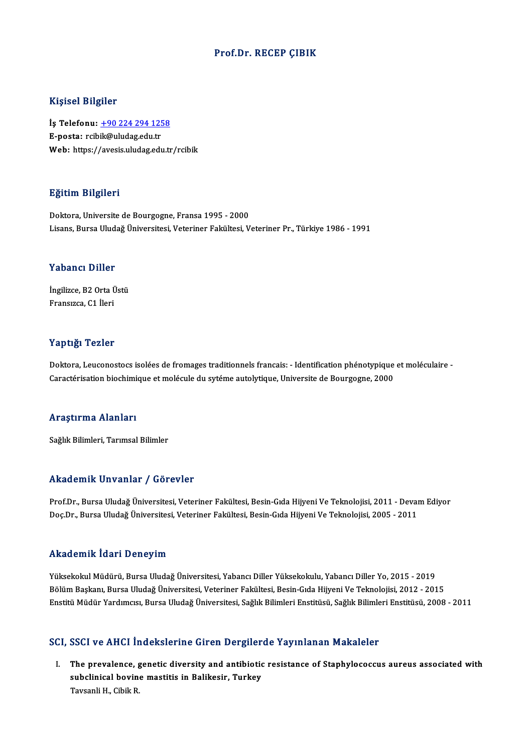# Prof.Dr. RECEP ÇIBIK

## Kişisel Bilgiler

**İş Telefonu:** +90 224 294 1258
**E-posta:** rcibik@uludag.edu.tr
**Web:** https://avesis.uludag.edu.tr/rcibik

## Eğitim Bilgileri

Doktora, Universite de Bourgogne, Fransa 1995 - 2000
Lisans, Bursa Uludağ Üniversitesi, Veteriner Fakültesi, Veteriner Pr., Türkiye 1986 - 1991

## Yabancı Diller

İngilizce, B2 Orta Üstü
Fransızca, C1 İleri

## Yaptığı Tezler

Doktora, Leuconostocs isolées de fromages traditionnels francais: - Identification phénotypique et moléculaire - Caractérisation biochimique et molécule du syféme autolytique, Universite de Bourgogne, 2000

## Araştırma Alanları

Sağlık Bilimleri, Tarımsal Bilimler

## Akademik Unvanlar / Görevler

Prof.Dr., Bursa Uludağ Üniversitesi, Veteriner Fakültesi, Besin-Gıda Hijyeni Ve Teknolojisi, 2011 - Devam Ediyor
Doç.Dr., Bursa Uludağ Üniversitesi, Veteriner Fakültesi, Besin-Gıda Hijyeni Ve Teknolojisi, 2005 - 2011

## Akademik İdari Deneyim

Yüksekokul Müdürü, Bursa Uludağ Üniversitesi, Yabancı Diller Yüksekokulu, Yabancı Diller Yo, 2015 - 2019
Bölüm Başkanı, Bursa Uludağ Üniversitesi, Veteriner Fakültesi, Besin-Gıda Hijyeni Ve Teknolojisi, 2012 - 2015
Enstitü Müdür Yardımcısı, Bursa Uludağ Üniversitesi, Sağlık Bilimleri Enstitüsü, Sağlık Bilimleri Enstitüsü, 2008 - 2011

## SCI, SSCI ve AHCI İndekslerine Giren Dergilerde Yayınlanan Makaleler

I. **The prevalence, genetic diversity and antibiotic resistance of Staphylococcus aureus associated with subclinical bovine mastitis in Balikesir, Turkey**
Tavsanli H., Cibik R.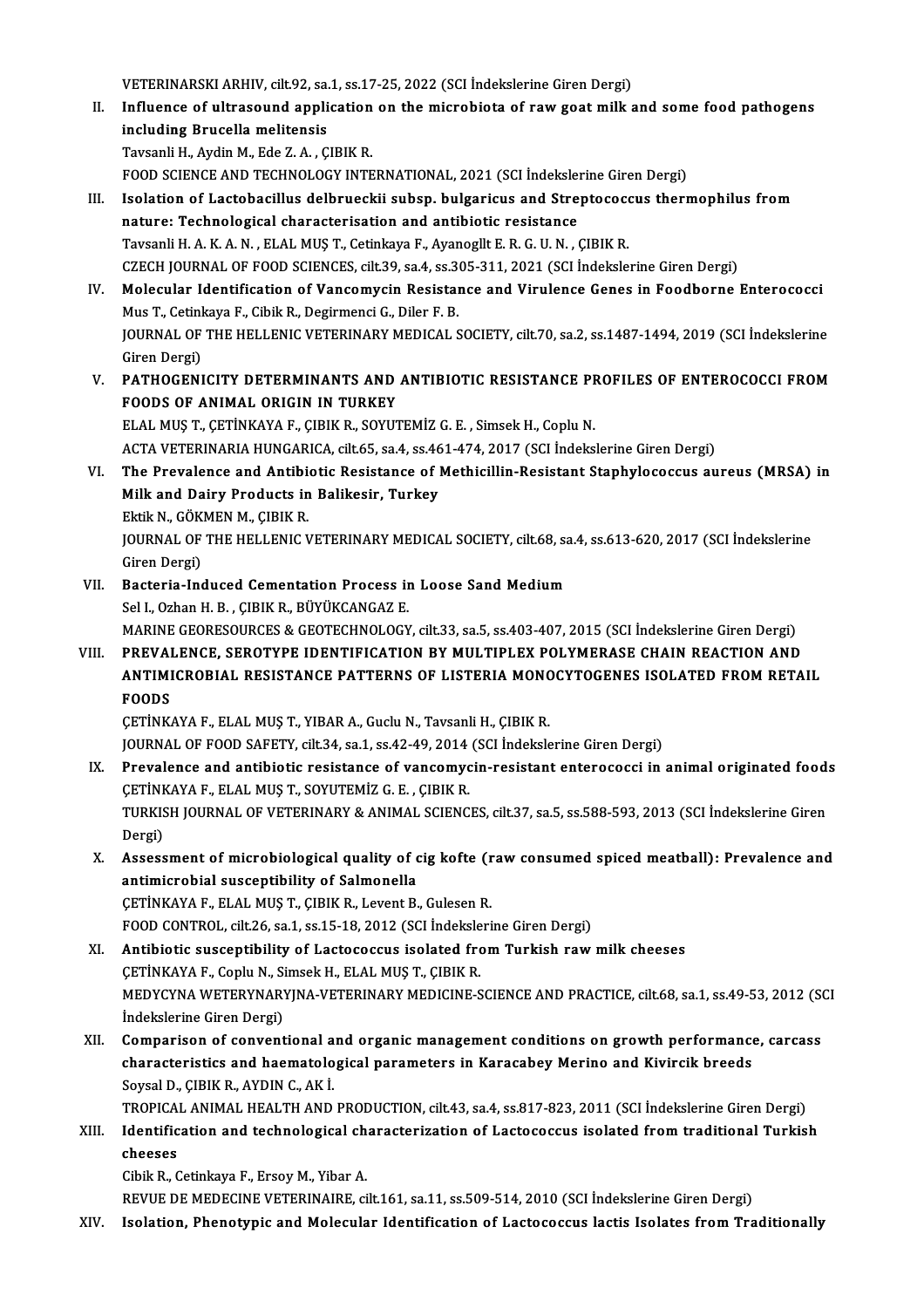VETERINARSKI ARHIV, cilt.92, sa.1, ss.17-25, 2022 (SCI İndekslerine Giren Dergi)

II. **Influence of ultrasound application on the microbiota of raw goat milk and some food pathogens including Brucella melitensis**
Tavsanli H., Aydin M., Ede Z. A. , ÇIBIK R.
FOOD SCIENCE AND TECHNOLOGY INTERNATIONAL, 2021 (SCI İndekslerine Giren Dergi)

III. **Isolation of Lactobacillus delbrueckii subsp. bulgaricus and Streptococcus thermophilus from nature: Technological characterisation and antibiotic resistance**
Tavsanli H. A. K. A. N. , ELAL MUŞ T., Cetinkaya F., Ayanogllt E. R. G. U. N. , ÇIBIK R.
CZECH JOURNAL OF FOOD SCIENCES, cilt.39, sa.4, ss.305-311, 2021 (SCI İndekslerine Giren Dergi)

IV. **Molecular Identification of Vancomycin Resistance and Virulence Genes in Foodborne Enterococci**
Mus T., Cetinkaya F., Cibik R., Degirmenci G., Diler F. B.
JOURNAL OF THE HELLENIC VETERINARY MEDICAL SOCIETY, cilt.70, sa.2, ss.1487-1494, 2019 (SCI İndekslerine Giren Dergi)

V. **PATHOGENICITY DETERMINANTS AND ANTIBIOTIC RESISTANCE PROFILES OF ENTEROCOCCI FROM FOODS OF ANIMAL ORIGIN IN TURKEY**
ELAL MUŞ T., ÇETİNKAYA F., ÇIBIK R., SOYUTEMİZ G. E. , Simsek H., Coplu N.
ACTA VETERINARIA HUNGARICA, cilt.65, sa.4, ss.461-474, 2017 (SCI İndekslerine Giren Dergi)

VI. **The Prevalence and Antibiotic Resistance of Methicillin-Resistant Staphylococcus aureus (MRSA) in Milk and Dairy Products in Balikesir, Turkey**
Ektik N., GÖKMEN M., ÇIBIK R.
JOURNAL OF THE HELLENIC VETERINARY MEDICAL SOCIETY, cilt.68, sa.4, ss.613-620, 2017 (SCI İndekslerine Giren Dergi)

VII. **Bacteria-Induced Cementation Process in Loose Sand Medium**
Sel I., Ozhan H. B. , ÇIBIK R., BÜYÜKCANGAZ E.
MARINE GEORESOURCES & GEOTECHNOLOGY, cilt.33, sa.5, ss.403-407, 2015 (SCI İndekslerine Giren Dergi)

VIII. **PREVALENCE, SEROTYPE IDENTIFICATION BY MULTIPLEX POLYMERASE CHAIN REACTION AND ANTIMICROBIAL RESISTANCE PATTERNS OF LISTERIA MONOCYTOGENES ISOLATED FROM RETAIL FOODS**
ÇETİNKAYA F., ELAL MUŞ T., YIBAR A., Guclu N., Tavsanli H., ÇIBIK R.
JOURNAL OF FOOD SAFETY, cilt.34, sa.1, ss.42-49, 2014 (SCI İndekslerine Giren Dergi)

IX. **Prevalence and antibiotic resistance of vancomycin-resistant enterococci in animal originated foods**
ÇETİNKAYA F., ELAL MUŞ T., SOYUTEMİZ G. E. , ÇIBIK R.
TURKISH JOURNAL OF VETERINARY & ANIMAL SCIENCES, cilt.37, sa.5, ss.588-593, 2013 (SCI İndekslerine Giren Dergi)

X. **Assessment of microbiological quality of cig kofte (raw consumed spiced meatball): Prevalence and antimicrobial susceptibility of Salmonella**
ÇETİNKAYA F., ELAL MUŞ T., ÇIBIK R., Levent B., Gulesen R.
FOOD CONTROL, cilt.26, sa.1, ss.15-18, 2012 (SCI İndekslerine Giren Dergi)

XI. **Antibiotic susceptibility of Lactococcus isolated from Turkish raw milk cheeses**
ÇETİNKAYA F., Coplu N., Simsek H., ELAL MUŞ T., ÇIBIK R.
MEDYCYNA WETERYNARYJNA-VETERINARY MEDICINE-SCIENCE AND PRACTICE, cilt.68, sa.1, ss.49-53, 2012 (SCI İndekslerine Giren Dergi)

XII. **Comparison of conventional and organic management conditions on growth performance, carcass characteristics and haematological parameters in Karacabey Merino and Kivircik breeds**
Soysal D., ÇIBIK R., AYDIN C., AK İ.
TROPICAL ANIMAL HEALTH AND PRODUCTION, cilt.43, sa.4, ss.817-823, 2011 (SCI İndekslerine Giren Dergi)

XIII. **Identification and technological characterization of Lactococcus isolated from traditional Turkish cheeses**
Cibik R., Cetinkaya F., Ersoy M., Yibar A.
REVUE DE MEDECINE VETERINAIRE, cilt.161, sa.11, ss.509-514, 2010 (SCI İndekslerine Giren Dergi)

XIV. **Isolation, Phenotypic and Molecular Identification of Lactococcus lactis Isolates from Traditionally**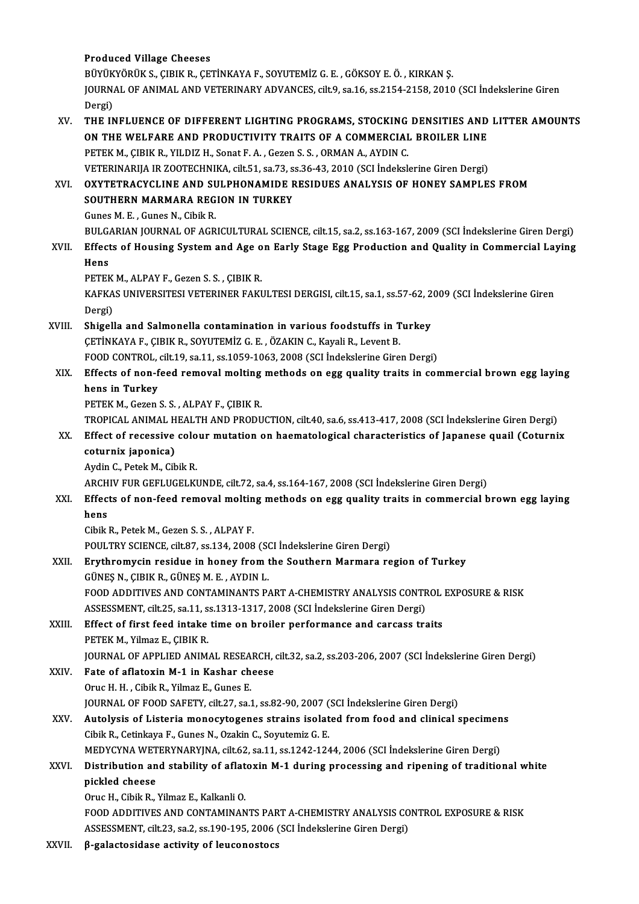**Produced Village Cheeses**
BÜYÜKYÖRÜK S., ÇIBIK R., ÇETİNKAYA F., SOYUTEMİZ G. E. , GÖKSOY E. Ö. , KIRKAN Ş.
JOURNAL OF ANIMAL AND VETERINARY ADVANCES, cilt.9, sa.16, ss.2154-2158, 2010 (SCI İndekslerine Giren Dergi)

XV. **THE INFLUENCE OF DIFFERENT LIGHTING PROGRAMS, STOCKING DENSITIES AND LITTER AMOUNTS ON THE WELFARE AND PRODUCTIVITY TRAITS OF A COMMERCIAL BROILER LINE**
PETEK M., ÇIBIK R., YILDIZ H., Sonat F. A. , Gezen S. S. , ORMAN A., AYDIN C.
VETERINARIJA IR ZOOTECHNIKA, cilt.51, sa.73, ss.36-43, 2010 (SCI İndekslerine Giren Dergi)

XVI. **OXYTETRACYCLINE AND SULPHONAMIDE RESIDUES ANALYSIS OF HONEY SAMPLES FROM SOUTHERN MARMARA REGION IN TURKEY**
Gunes M. E. , Gunes N., Cibik R.
BULGARIAN JOURNAL OF AGRICULTURAL SCIENCE, cilt.15, sa.2, ss.163-167, 2009 (SCI İndekslerine Giren Dergi)

XVII. **Effects of Housing System and Age on Early Stage Egg Production and Quality in Commercial Laying Hens**
PETEK M., ALPAY F., Gezen S. S. , ÇIBIK R.
KAFKAS UNIVERSITESI VETERINER FAKULTESI DERGISI, cilt.15, sa.1, ss.57-62, 2009 (SCI İndekslerine Giren Dergi)

XVIII. **Shigella and Salmonella contamination in various foodstuffs in Turkey**
ÇETİNKAYA F., ÇIBIK R., SOYUTEMİZ G. E. , ÖZAKIN C., Kayali R., Levent B.
FOOD CONTROL, cilt.19, sa.11, ss.1059-1063, 2008 (SCI İndekslerine Giren Dergi)

XIX. **Effects of non-feed removal molting methods on egg quality traits in commercial brown egg laying hens in Turkey**
PETEK M., Gezen S. S. , ALPAY F., ÇIBIK R.
TROPICAL ANIMAL HEALTH AND PRODUCTION, cilt.40, sa.6, ss.413-417, 2008 (SCI İndekslerine Giren Dergi)

XX. **Effect of recessive colour mutation on haematological characteristics of Japanese quail (Coturnix coturnix japonica)**
Aydin C., Petek M., Cibik R.
ARCHIV FUR GEFLUGELKUNDE, cilt.72, sa.4, ss.164-167, 2008 (SCI İndekslerine Giren Dergi)

XXI. **Effects of non-feed removal molting methods on egg quality traits in commercial brown egg laying hens**
Cibik R., Petek M., Gezen S. S. , ALPAY F.
POULTRY SCIENCE, cilt.87, ss.134, 2008 (SCI İndekslerine Giren Dergi)

XXII. **Erythromycin residue in honey from the Southern Marmara region of Turkey**
GÜNEŞ N., ÇIBIK R., GÜNEŞ M. E. , AYDIN L.
FOOD ADDITIVES AND CONTAMINANTS PART A-CHEMISTRY ANALYSIS CONTROL EXPOSURE & RISK ASSESSMENT, cilt.25, sa.11, ss.1313-1317, 2008 (SCI İndekslerine Giren Dergi)

XXIII. **Effect of first feed intake time on broiler performance and carcass traits**
PETEK M., Yilmaz E., ÇIBIK R.
JOURNAL OF APPLIED ANIMAL RESEARCH, cilt.32, sa.2, ss.203-206, 2007 (SCI İndekslerine Giren Dergi)

XXIV. **Fate of aflatoxin M-1 in Kashar cheese**
Oruc H. H. , Cibik R., Yilmaz E., Gunes E.
JOURNAL OF FOOD SAFETY, cilt.27, sa.1, ss.82-90, 2007 (SCI İndekslerine Giren Dergi)

XXV. **Autolysis of Listeria monocytogenes strains isolated from food and clinical specimens**
Cibik R., Cetinkaya F., Gunes N., Ozakin C., Soyutemiz G. E.
MEDYCYNA WETERYNARYJNA, cilt.62, sa.11, ss.1242-1244, 2006 (SCI İndekslerine Giren Dergi)

XXVI. **Distribution and stability of aflatoxin M-1 during processing and ripening of traditional white pickled cheese**
Oruc H., Cibik R., Yilmaz E., Kalkanli O.
FOOD ADDITIVES AND CONTAMINANTS PART A-CHEMISTRY ANALYSIS CONTROL EXPOSURE & RISK ASSESSMENT, cilt.23, sa.2, ss.190-195, 2006 (SCI İndekslerine Giren Dergi)

XXVII. **β-galactosidase activity of leuconostocs**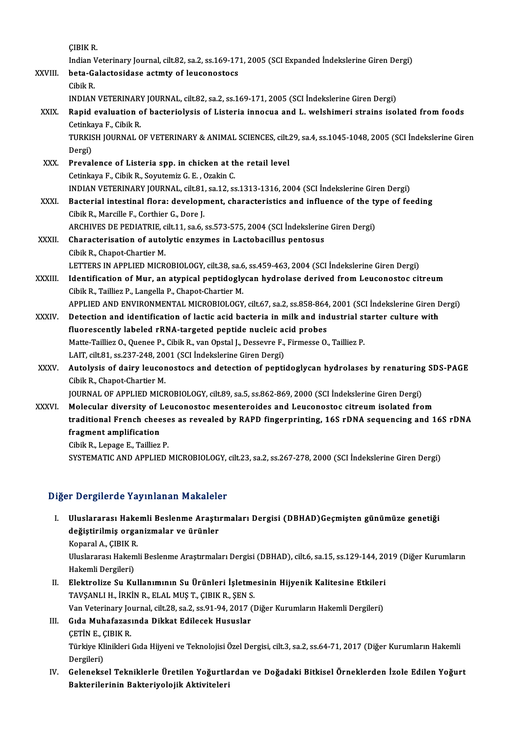ÇIBIK R.

Indian Veterinary Journal, cilt.82, sa.2, ss.169-171, 2005 (SCI Expanded İndekslerine Giren Dergi)

XXVIII. **beta-Galactosidase actmty of leuconostocs**

Cibik R.

INDIAN VETERINARY JOURNAL, cilt.82, sa.2, ss.169-171, 2005 (SCI İndekslerine Giren Dergi)

XXIX. **Rapid evaluation of bacteriolysis of Listeria innocua and L. welshimeri strains isolated from foods**

Cetinkaya F., Cibik R.

TURKISH JOURNAL OF VETERINARY & ANIMAL SCIENCES, cilt.29, sa.4, ss.1045-1048, 2005 (SCI İndekslerine Giren Dergi)

XXX. **Prevalence of Listeria spp. in chicken at the retail level**

Cetinkaya F., Cibik R., Soyutemiz G. E. , Ozakin C.

INDIAN VETERINARY JOURNAL, cilt.81, sa.12, ss.1313-1316, 2004 (SCI İndekslerine Giren Dergi)

XXXI. **Bacterial intestinal flora: development, characteristics and influence of the type of feeding**

Cibik R., Marcille F., Corthier G., Dore J.

ARCHIVES DE PEDIATRIE, cilt.11, sa.6, ss.573-575, 2004 (SCI İndekslerine Giren Dergi)

XXXII. **Characterisation of autolytic enzymes in Lactobacillus pentosus**

Cibik R., Chapot-Chartier M.

LETTERS IN APPLIED MICROBIOLOGY, cilt.38, sa.6, ss.459-463, 2004 (SCI İndekslerine Giren Dergi)

XXXIII. **Identification of Mur, an atypical peptidoglycan hydrolase derived from Leuconostoc citreum**

Cibik R., Tailliez P., Langella P., Chapot-Chartier M.

APPLIED AND ENVIRONMENTAL MICROBIOLOGY, cilt.67, sa.2, ss.858-864, 2001 (SCI İndekslerine Giren Dergi)

XXXIV. **Detection and identification of lactic acid bacteria in milk and industrial starter culture with fluorescently labeled rRNA-targeted peptide nucleic acid probes**

Matte-Tailliez O., Quenee P., Cibik R., van Opstal J., Dessevre F., Firmesse O., Tailliez P.

LAIT, cilt.81, ss.237-248, 2001 (SCI İndekslerine Giren Dergi)

XXXV. **Autolysis of dairy leuconostocs and detection of peptidoglycan hydrolases by renaturing SDS-PAGE**

Cibik R., Chapot-Chartier M.

JOURNAL OF APPLIED MICROBIOLOGY, cilt.89, sa.5, ss.862-869, 2000 (SCI İndekslerine Giren Dergi)

XXXVI. **Molecular diversity of Leuconostoc mesenteroides and Leuconostoc citreum isolated from traditional French cheeses as revealed by RAPD fingerprinting, 16S rDNA sequencing and 16S rDNA fragment amplification**

Cibik R., Lepage E., Tailliez P.

SYSTEMATIC AND APPLIED MICROBIOLOGY, cilt.23, sa.2, ss.267-278, 2000 (SCI İndekslerine Giren Dergi)

## Diğer Dergilerde Yayınlanan Makaleler

I. **Uluslararası Hakemli Beslenme Araştırmaları Dergisi (DBHAD)Geçmişten günümüze genetiği değiştirilmiş organizmalar ve ürünler**

Koparal A., ÇIBIK R.

Uluslararası Hakemli Beslenme Araştırmaları Dergisi (DBHAD), cilt.6, sa.15, ss.129-144, 2019 (Diğer Kurumların Hakemli Dergileri)

II. **Elektrolize Su Kullanımının Su Ürünleri İşletmesinin Hijyenik Kalitesine Etkileri**

TAVŞANLI H., İRKİN R., ELAL MUŞ T., ÇIBIK R., ŞEN S.

Van Veterinary Journal, cilt.28, sa.2, ss.91-94, 2017 (Diğer Kurumların Hakemli Dergileri)

III. **Gıda Muhafazasında Dikkat Edilecek Hususlar**

ÇETİN E., ÇIBIK R.

Türkiye Klinikleri Gıda Hijyeni ve Teknolojisi Özel Dergisi, cilt.3, sa.2, ss.64-71, 2017 (Diğer Kurumların Hakemli Dergileri)

IV. **Geleneksel Tekniklerle Üretilen Yoğurtlardan ve Doğadaki Bitkisel Örneklerden İzole Edilen Yoğurt Bakterilerinin Bakteriyolojik Aktiviteleri**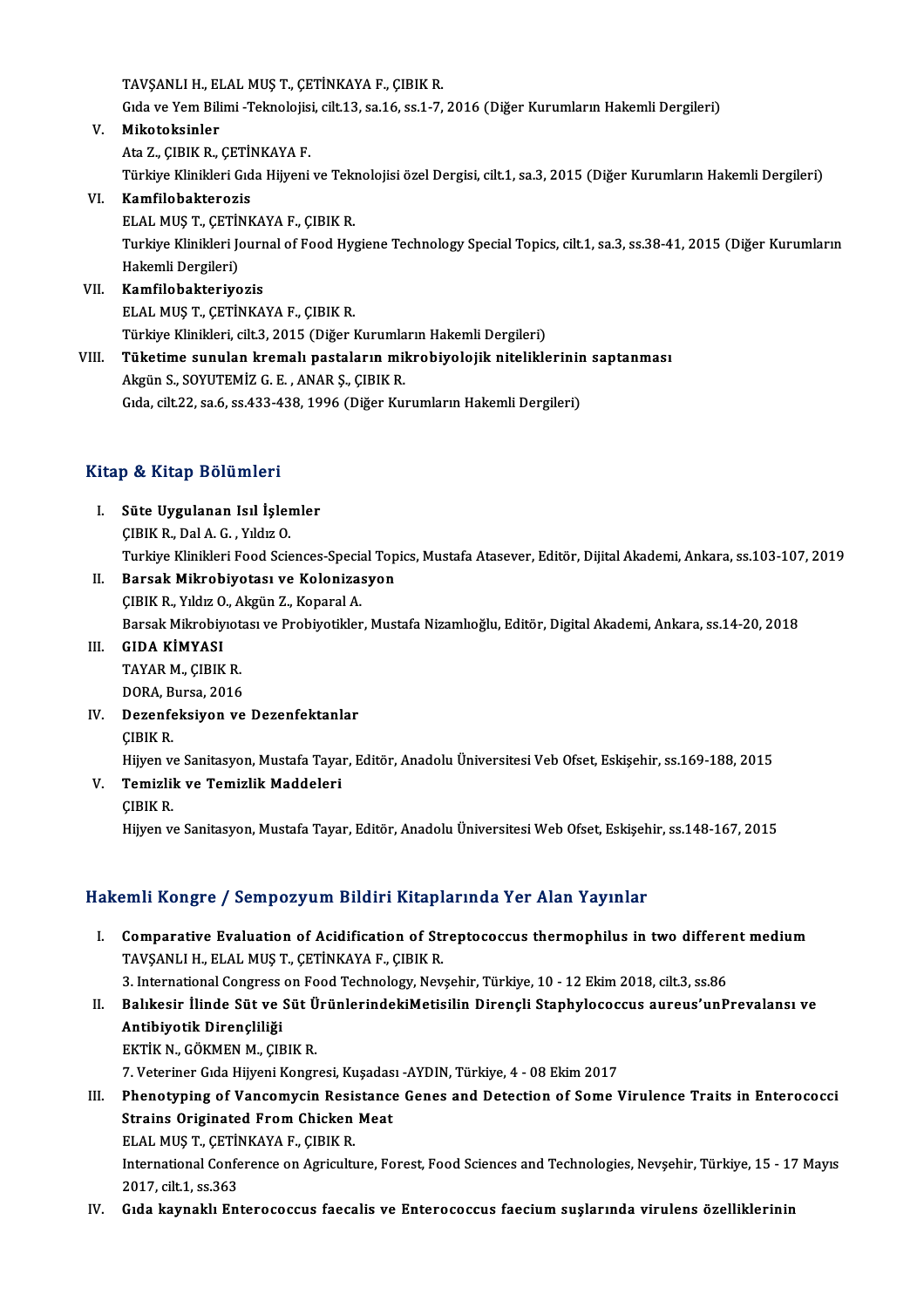TAVŞANLI H., ELAL MUŞ T., ÇETİNKAYA F., ÇIBIK R.
Gıda ve Yem Bilimi -Teknolojisi, cilt.13, sa.16, ss.1-7, 2016 (Diğer Kurumların Hakemli Dergileri)

V. **Mikotoksinler**
Ata Z., ÇIBIK R., ÇETİNKAYA F.
Türkiye Klinikleri Gıda Hijyeni ve Teknolojisi özel Dergisi, cilt.1, sa.3, 2015 (Diğer Kurumların Hakemli Dergileri)

VI. **Kamfilobakterozis**
ELAL MUŞ T., ÇETİNKAYA F., ÇIBIK R.
Turkiye Klinikleri Journal of Food Hygiene Technology Special Topics, cilt.1, sa.3, ss.38-41, 2015 (Diğer Kurumların Hakemli Dergileri)

VII. **Kamfilobakteriyozis**
ELAL MUŞ T., ÇETİNKAYA F., ÇIBIK R.
Türkiye Klinikleri, cilt.3, 2015 (Diğer Kurumların Hakemli Dergileri)

VIII. **Tüketime sunulan kremalı pastaların mikrobiyolojik niteliklerinin saptanması**
Akgün S., SOYUTEMİZ G. E. , ANAR Ş., ÇIBIK R.
Gıda, cilt.22, sa.6, ss.433-438, 1996 (Diğer Kurumların Hakemli Dergileri)

## Kitap & Kitap Bölümleri

I. **Süte Uygulanan Isıl İşlemler**
ÇIBIK R., Dal A. G. , Yıldız O.
Turkiye Klinikleri Food Sciences-Special Topics, Mustafa Atasever, Editör, Dijital Akademi, Ankara, ss.103-107, 2019

II. **Barsak Mikrobiyotası ve Kolonizasyon**
ÇIBIK R., Yıldız O., Akgün Z., Koparal A.
Barsak Mikrobiyotası ve Probiyotikler, Mustafa Nizamlıoğlu, Editör, Digital Akademi, Ankara, ss.14-20, 2018

III. **GIDA KİMYASI**
TAYAR M., ÇIBIK R.
DORA, Bursa, 2016

IV. **Dezenfeksiyon ve Dezenfektanlar**
ÇIBIK R.
Hijyen ve Sanitasyon, Mustafa Tayar, Editör, Anadolu Üniversitesi Veb Ofset, Eskişehir, ss.169-188, 2015

V. **Temizlik ve Temizlik Maddeleri**
ÇIBIK R.
Hijyen ve Sanitasyon, Mustafa Tayar, Editör, Anadolu Üniversitesi Web Ofset, Eskişehir, ss.148-167, 2015

## Hakemli Kongre / Sempozyum Bildiri Kitaplarında Yer Alan Yayınlar

I. **Comparative Evaluation of Acidification of Streptococcus thermophilus in two different medium**
TAVŞANLI H., ELAL MUŞ T., ÇETİNKAYA F., ÇIBIK R.
3. International Congress on Food Technology, Nevşehir, Türkiye, 10 - 12 Ekim 2018, cilt.3, ss.86

II. **Balıkesir İlinde Süt ve Süt ÜrünlerindekiMetisilin Dirençli Staphylococcus aureus'unPrevalansı ve Antibiyotik Dirençliliği**
EKTİK N., GÖKMEN M., ÇIBIK R.
7. Veteriner Gıda Hijyeni Kongresi, Kuşadası -AYDIN, Türkiye, 4 - 08 Ekim 2017

III. **Phenotyping of Vancomycin Resistance Genes and Detection of Some Virulence Traits in Enterococci Strains Originated From Chicken Meat**
ELAL MUŞ T., ÇETİNKAYA F., ÇIBIK R.
International Conference on Agriculture, Forest, Food Sciences and Technologies, Nevşehir, Türkiye, 15 - 17 Mayıs 2017, cilt.1, ss.363

IV. **Gıda kaynaklı Enterococcus faecalis ve Enterococcus faecium suşlarında virulens özelliklerinin**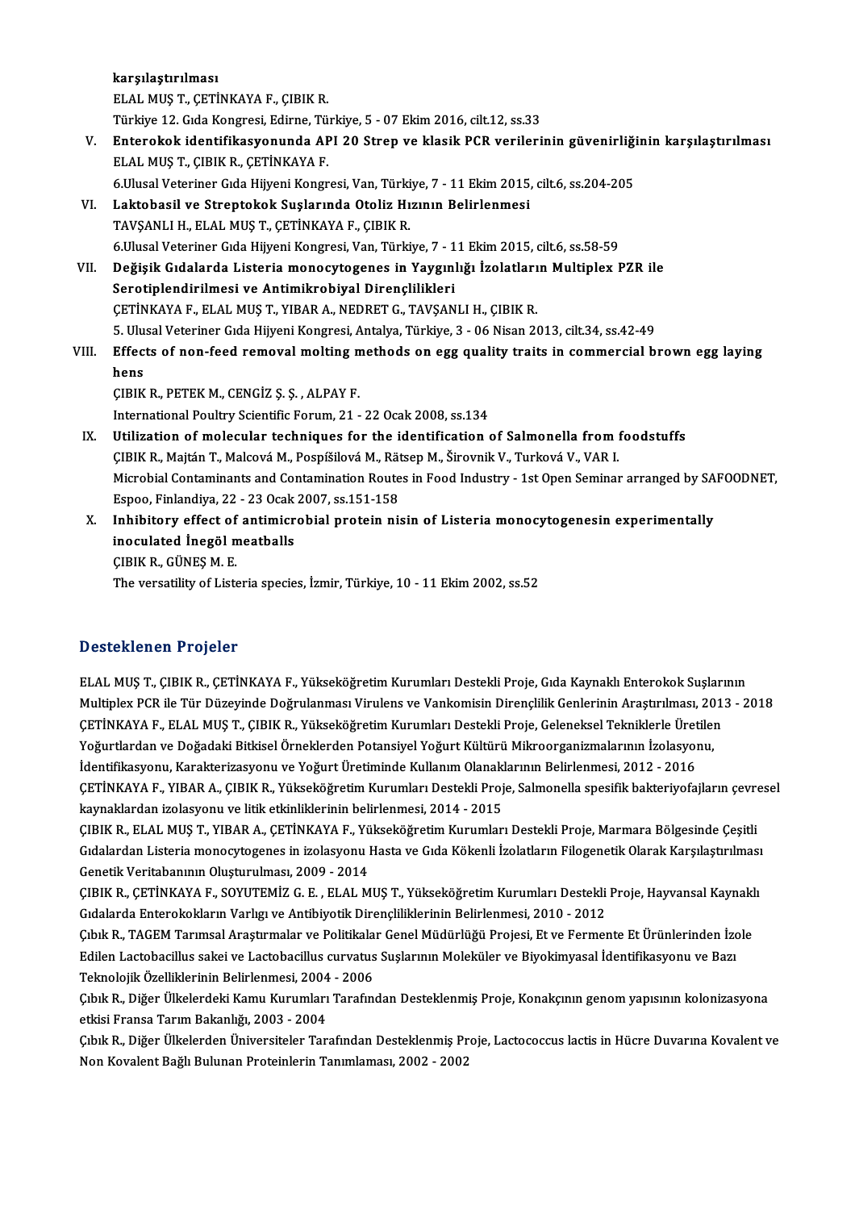karşılaştırılması
ELAL MUŞ T., ÇETİNKAYA F., ÇIBIK R.
Türkiye 12. Gıda Kongresi, Edirne, Türkiye, 5 - 07 Ekim 2016, cilt.12, ss.33

V. **Enterokok identifikasyonunda API 20 Strep ve klasik PCR verilerinin güvenirliğinin karşılaştırılması**
ELAL MUŞ T., ÇIBIK R., ÇETİNKAYA F.
6.Ulusal Veteriner Gıda Hijyeni Kongresi, Van, Türkiye, 7 - 11 Ekim 2015, cilt.6, ss.204-205

VI. **Laktobasil ve Streptokok Suşlarında Otoliz Hızının Belirlenmesi**
TAVŞANLI H., ELAL MUŞ T., ÇETİNKAYA F., ÇIBIK R.
6.Ulusal Veteriner Gıda Hijyeni Kongresi, Van, Türkiye, 7 - 11 Ekim 2015, cilt.6, ss.58-59

VII. **Değişik Gıdalarda Listeria monocytogenes in Yaygınlığı İzolatların Multiplex PZR ile Serotiplendirilmesi ve Antimikrobiyal Dirençlilikleri**
ÇETİNKAYA F., ELAL MUŞ T., YIBAR A., NEDRET G., TAVŞANLI H., ÇIBIK R.
5. Ulusal Veteriner Gıda Hijyeni Kongresi, Antalya, Türkiye, 3 - 06 Nisan 2013, cilt.34, ss.42-49

VIII. **Effects of non-feed removal molting methods on egg quality traits in commercial brown egg laying hens**
ÇIBIK R., PETEK M., CENGİZ Ş. Ş. , ALPAY F.
International Poultry Scientific Forum, 21 - 22 Ocak 2008, ss.134

IX. **Utilization of molecular techniques for the identification of Salmonella from foodstuffs**
ÇIBIK R., Majtán T., Malcová M., Pospíšilová M., Rätsep M., Širovnik V., Turková V., VAR I.
Microbial Contaminants and Contamination Routes in Food Industry - 1st Open Seminar arranged by SAFOODNET, Espoo, Finlandiya, 22 - 23 Ocak 2007, ss.151-158

X. **Inhibitory effect of antimicrobial protein nisin of Listeria monocytogenesin experimentally inoculated İnegöl meatballs**
ÇIBIK R., GÜNEŞ M. E.
The versatility of Listeria species, İzmir, Türkiye, 10 - 11 Ekim 2002, ss.52

## Desteklenen Projeler

ELAL MUŞ T., ÇIBIK R., ÇETİNKAYA F., Yükseköğretim Kurumları Destekli Proje, Gıda Kaynaklı Enterokok Suşlarının Multiplex PCR ile Tür Düzeyinde Doğrulanması Virulens ve Vankomisin Dirençlilik Genlerinin Araştırılması, 2013 - 2018

ÇETİNKAYA F., ELAL MUŞ T., ÇIBIK R., Yükseköğretim Kurumları Destekli Proje, Geleneksel Tekniklerle Üretilen Yoğurtlardan ve Doğadaki Bitkisel Örneklerden Potansiyel Yoğurt Kültürü Mikroorganizmalarının İzolasyonu, İdentifikasyonu, Karakterizasyonu ve Yoğurt Üretiminde Kullanım Olanaklarının Belirlenmesi, 2012 - 2016

ÇETİNKAYA F., YIBAR A., ÇIBIK R., Yükseköğretim Kurumları Destekli Proje, Salmonella spesifik bakteriyofajların çevresel kaynaklardan izolasyonu ve litik etkinliklerinin belirlenmesi, 2014 - 2015

ÇIBIK R., ELAL MUŞ T., YIBAR A., ÇETİNKAYA F., Yükseköğretim Kurumları Destekli Proje, Marmara Bölgesinde Çeşitli Gıdalardan Listeria monocytogenes in izolasyonu Hasta ve Gıda Kökenli İzolatların Filogenetik Olarak Karşılaştırılması Genetik Veritabanının Oluşturulması, 2009 - 2014

ÇIBIK R., ÇETİNKAYA F., SOYUTEMİZ G. E. , ELAL MUŞ T., Yükseköğretim Kurumları Destekli Proje, Hayvansal Kaynaklı Gıdalarda Enterokokların Varlığı ve Antibiyotik Dirençliliklerinin Belirlenmesi, 2010 - 2012

Çıbık R., TAGEM Tarımsal Araştırmalar ve Politikalar Genel Müdürlüğü Projesi, Et ve Fermente Et Ürünlerinden İzole Edilen Lactobacillus sakei ve Lactobacillus curvatus Suşlarının Moleküler ve Biyokimyasal İdentifikasyonu ve Bazı Teknolojik Özelliklerinin Belirlenmesi, 2004 - 2006

Çıbık R., Diğer Ülkelerdeki Kamu Kurumları Tarafından Desteklenmiş Proje, Konakçının genom yapısının kolonizasyona etkisi Fransa Tarım Bakanlığı, 2003 - 2004

Çıbık R., Diğer Ülkelerden Üniversiteler Tarafından Desteklenmiş Proje, Lactococcus lactis in Hücre Duvarına Kovalent ve Non Kovalent Bağlı Bulunan Proteinlerin Tanımlaması, 2002 - 2002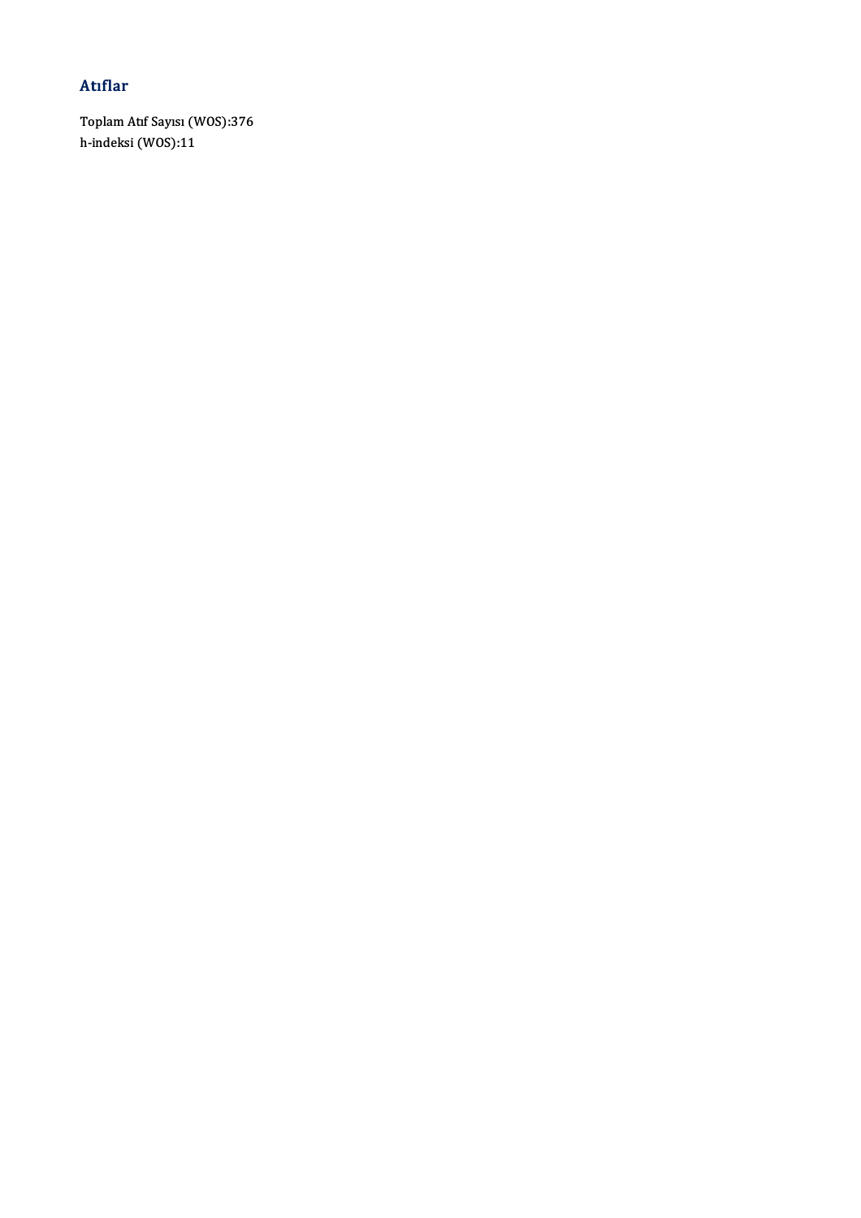## Atıflar

Toplam Atıf Sayısı (WOS):376
h-indeksi (WOS):11